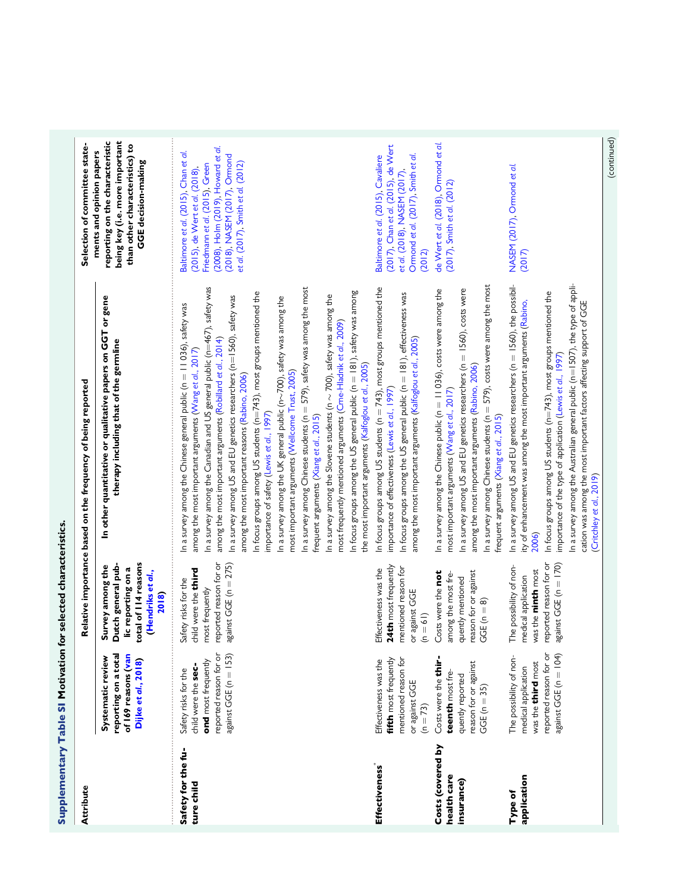**Supplementary Table SI Motivation for selected characteristics.**

| Attribute | Relative importance based on the frequency of being reported | | | Selection of committee statements and opinion papers reporting on the characteristic being key (i.e. more important than other characteristics) to GGE decision-making |
|---|---|---|---|---|
| | Systematic review reporting on a total of 169 reasons (van Dijke et al., 2018) | Survey among the Dutch general public reporting on a total of 114 reasons (Hendriks et al., 2018) | In other quantitative or qualitative papers on GGT or gene therapy including that of the germline | |
| **Safety for the future child** | Safety risks for the child were the **second** most frequently reported reason for or against GGE (n = 153) | Safety risks for the child were the **third** most frequently reported reason for or against GGE (n = 275) | In a survey among the Chinese general public (n = 11 036), safety was among the most important arguments (Wang et al., 2017)<br>In a survey among the Canadian and US general public (n=467), safety was among the most important arguments (Robillard et al., 2014)<br>In a survey among US and EU genetics researchers (n=1560), safety was among the most important reasons (Rabino, 2006)<br>In focus groups among US students (n=743), most groups mentioned the importance of safety (Lewis et al., 1997)<br>In a survey among the UK general public (n~700), safety was among the most important arguments (Wellcome Trust, 2005)<br>In a survey among Chinese students (n = 579), safety was among the most frequent arguments (Xiang et al., 2015)<br>In a survey among the Slovene students (n ~ 700), safety was among the most frequently mentioned arguments (Crne-Hladnik et al., 2009)<br>In focus groups among the US general public (n = 181), safety was among the most important arguments (Kalfoglou et al., 2005) | Baltimore et al. (2015), Chan et al. (2015), de Wert et al. (2018), Friedmann et al. (2015), Green (2008), Holm (2019), Howard et al. (2018), NASEM (2017), Ormond et al. (2017), Smith et al. (2012) |
| **Effectiveness*** | Effectiveness was the **fifth** most frequently mentioned reason for or against GGE (n = 73) | Effectiveness was the **24th** most frequently mentioned reason for or against GGE (n = 61) | In focus groups among US students (n = 743), most groups mentioned the importance of effectiveness (Lewis et al., 1997)<br>In focus groups among the US general public (n = 181), effectiveness was among the most important arguments (Kalfoglou et al., 2005) | Baltimore et al. (2015), Cavaliere (2017), Chan et al. (2015), de Wert et al. (2018), NASEM (2017), Ormond et al. (2017), Smith et al. (2012) |
| **Costs (covered by health care insurance)** | Costs were the **thirteenth** most frequently reported reason for or against GGE (n = 35) | Costs were the **not** among the most frequently mentioned reason for or against GGE (n = 8) | In a survey among the Chinese public (n = 11 036), costs were among the most important arguments (Wang et al., 2017)<br>In a survey among US and EU genetics researchers (n = 1560), costs were among the most important arguments (Rabino, 2006)<br>In a survey among Chinese students (n = 579), costs were among the most frequent arguments (Xiang et al., 2015) | de Wert et al. (2018), Ormond et al. (2017), Smith et al. (2012) |
| **Type of application** | The possibility of non-medical application was the **third** most reported reason for or against GGE (n = 104) | The possibility of non-medical application was the **ninth** most reported reason for or against GGE (n = 170) | In a survey among US and EU genetics researchers (n = 1560), the possibility of enhancement was among the most important arguments (Rabino, 2006)<br>In focus groups among US students (n=743), most groups mentioned the importance of the type of application (Lewis et al., 1997)<br>In a survey among the Australian general public (n=1507), the type of application was among the most important factors affecting support of GGE (Critchley et al., 2019) | NASEM (2017), Ormond et al. (2017) |

(continued)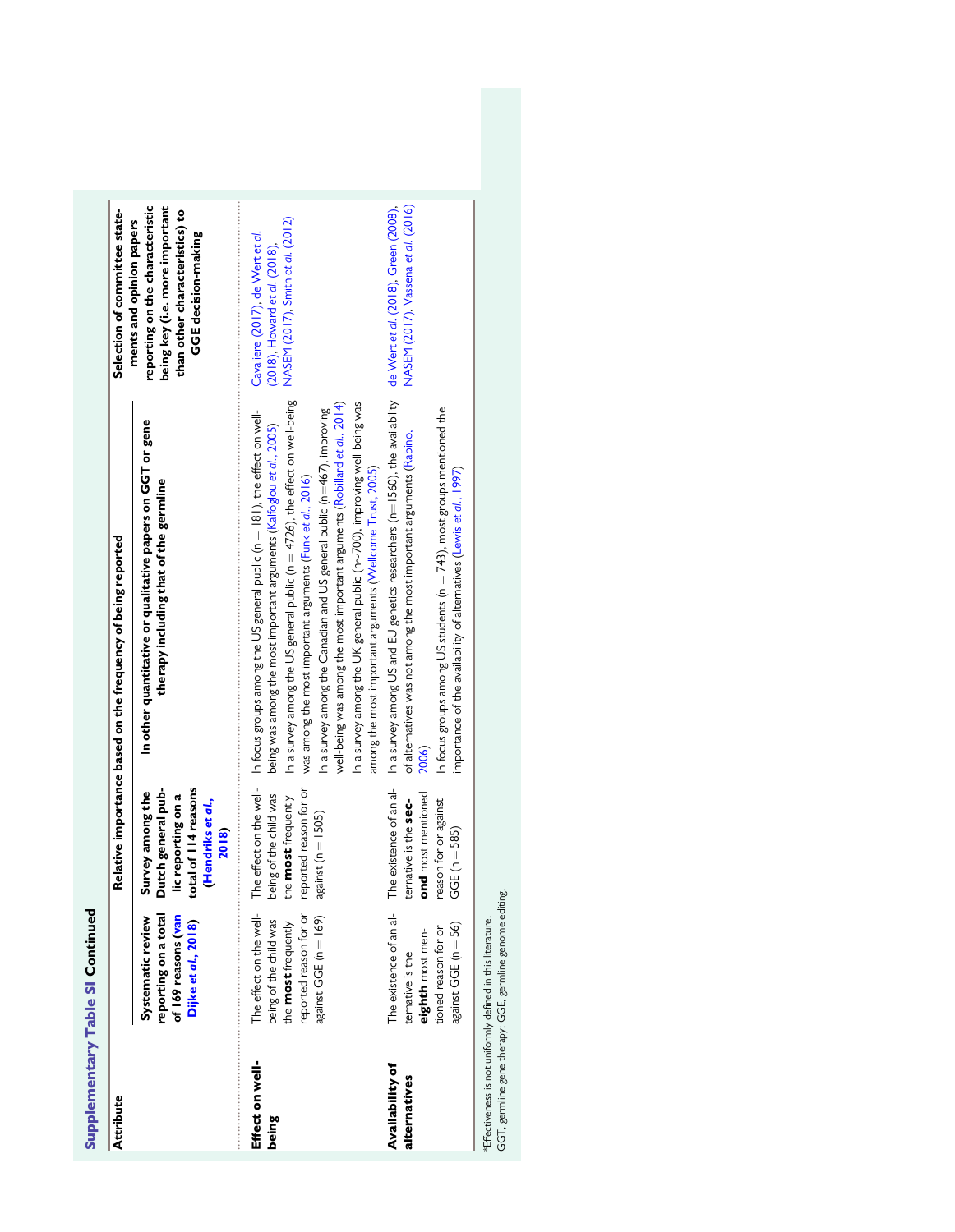## Supplementary Table SI Continued

| Attribute | Relative importance based on the frequency of being reported | | | Selection of committee statements and opinion papers reporting on the characteristic being key (i.e. more important than other characteristics) to GGE decision-making |
|---|---|---|---|---|
| | **Systematic review reporting on a total of 169 reasons (van Dijke *et al.*, 2018)** | **Survey among the Dutch general public reporting on a total of 114 reasons (Hendriks *et al.*, 2018)** | **In other quantitative or qualitative papers on GGT or gene therapy including that of the germline** | |
| **Effect on well-being** | The effect on the well-being of the child was the **most** frequently reported reason for or against GGE (n = 169) | The effect on the well-being of the child was the **most** frequently reported reason for or against (n = 1505) | In focus groups among the US general public (n = 181), the effect on well-being was among the most important arguments (Kalfoglou *et al.*, 2005)<br>In a survey among the US general public (n = 4726), the effect on well-being was among the most important arguments (Funk *et al.*, 2016)<br>In a survey among the Canadian and US general public (n=467), improving well-being was among the most important arguments (Robillard *et al.*, 2014)<br>In a survey among the UK general public (n~700), improving well-being was among the most important arguments (Wellcome Trust, 2005) | Cavaliere (2017), de Wert *et al.* (2018), Howard *et al.* (2018), NASEM (2017), Smith *et al.* (2012) |
| **Availability of alternatives** | The existence of an alternative is the **eighth** most mentioned reason for or against GGE (n = 56) | The existence of an alternative is the **second** most mentioned reason for or against GGE (n = 585) | In a survey among US and EU genetics researchers (n=1560), the availability of alternatives was not among the most important arguments (Rabino, 2006)<br>In focus groups among US students (n = 743), most groups mentioned the importance of the availability of alternatives (Lewis *et al.*, 1997) | de Wert *et al.* (2018), Green (2008), NASEM (2017), Vassena *et al.* (2016) |

*Effectiveness is not uniformly defined in this literature.
GGT, germline gene therapy; GGE, germline genome editing.